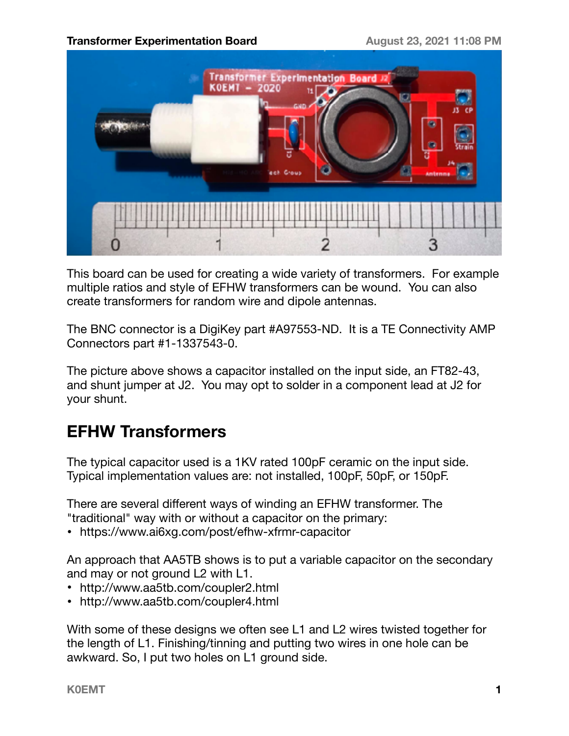# Transformer Experimentation Board

August 23, 2021 11:08 PM

This board can be used for creating a wide variety of transformers. For example multiple ratios and style of EFHW transformers can be wound. You can also create transformers for random wire and dipole antennas.

The BNC connector is a DigiKey part #A97553-ND. It is a TE Connectivity AMP Connectors part #1-1337543-0.

The picture above shows a capacitor installed on the input side, an FT82-43, and shunt jumper at J2. You may opt to solder in a component lead at J2 for your shunt.

## EFHW Transformers

The typical capacitor used is a 1KV rated 100pF ceramic on the input side. Typical implementation values are: not installed, 100pF, 50pF, or 150pF.

There are several different ways of winding an EFHW transformer. The "traditional" way with or without a capacitor on the primary:

- https://www.ai6xg.com/post/efhw-xfrmr-capacitor

An approach that AA5TB shows is to put a variable capacitor on the secondary and may or not ground L2 with L1.

- http://www.aa5tb.com/coupler2.html
- http://www.aa5tb.com/coupler4.html

With some of these designs we often see L1 and L2 wires twisted together for the length of L1. Finishing/tinning and putting two wires in one hole can be awkward. So, I put two holes on L1 ground side.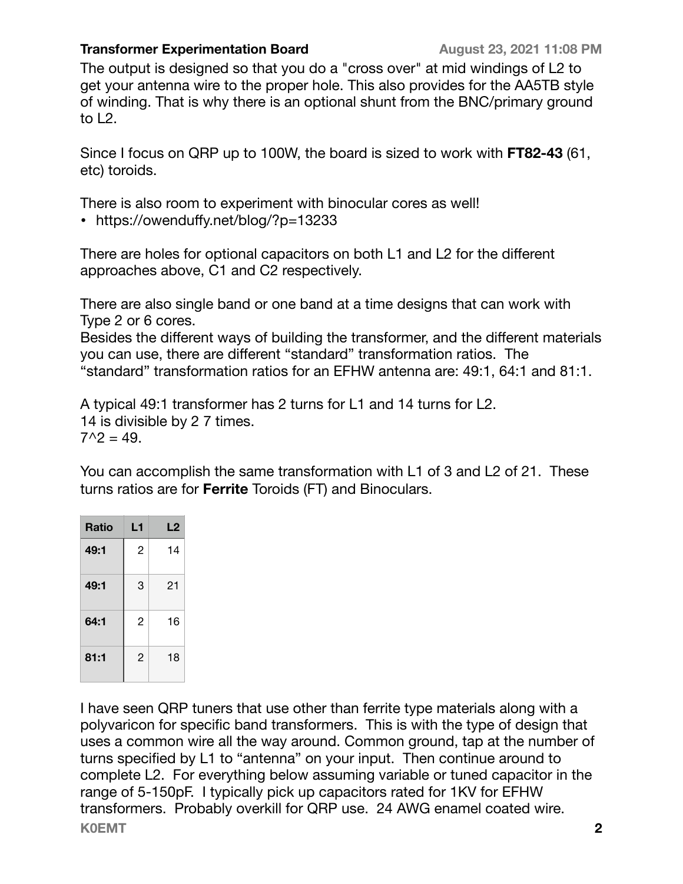The output is designed so that you do a "cross over" at mid windings of L2 to get your antenna wire to the proper hole. This also provides for the AA5TB style of winding. That is why there is an optional shunt from the BNC/primary ground to L2.

Since I focus on QRP up to 100W, the board is sized to work with **FT82-43** (61, etc) toroids.

There is also room to experiment with binocular cores as well!

- https://owenduffy.net/blog/?p=13233

There are holes for optional capacitors on both L1 and L2 for the different approaches above, C1 and C2 respectively.

There are also single band or one band at a time designs that can work with Type 2 or 6 cores.
Besides the different ways of building the transformer, and the different materials you can use, there are different "standard" transformation ratios. The "standard" transformation ratios for an EFHW antenna are: 49:1, 64:1 and 81:1.

A typical 49:1 transformer has 2 turns for L1 and 14 turns for L2.
14 is divisible by 2 7 times.
$7^2 = 49$.

You can accomplish the same transformation with L1 of 3 and L2 of 21. These turns ratios are for **Ferrite** Toroids (FT) and Binoculars.

| Ratio | L1 | L2 |
| --- | --- | --- |
| **49:1** | 2 | 14 |
| **49:1** | 3 | 21 |
| **64:1** | 2 | 16 |
| **81:1** | 2 | 18 |

I have seen QRP tuners that use other than ferrite type materials along with a polyvaricon for specific band transformers. This is with the type of design that uses a common wire all the way around. Common ground, tap at the number of turns specified by L1 to "antenna" on your input. Then continue around to complete L2. For everything below assuming variable or tuned capacitor in the range of 5-150pF. I typically pick up capacitors rated for 1KV for EFHW transformers. Probably overkill for QRP use. 24 AWG enamel coated wire.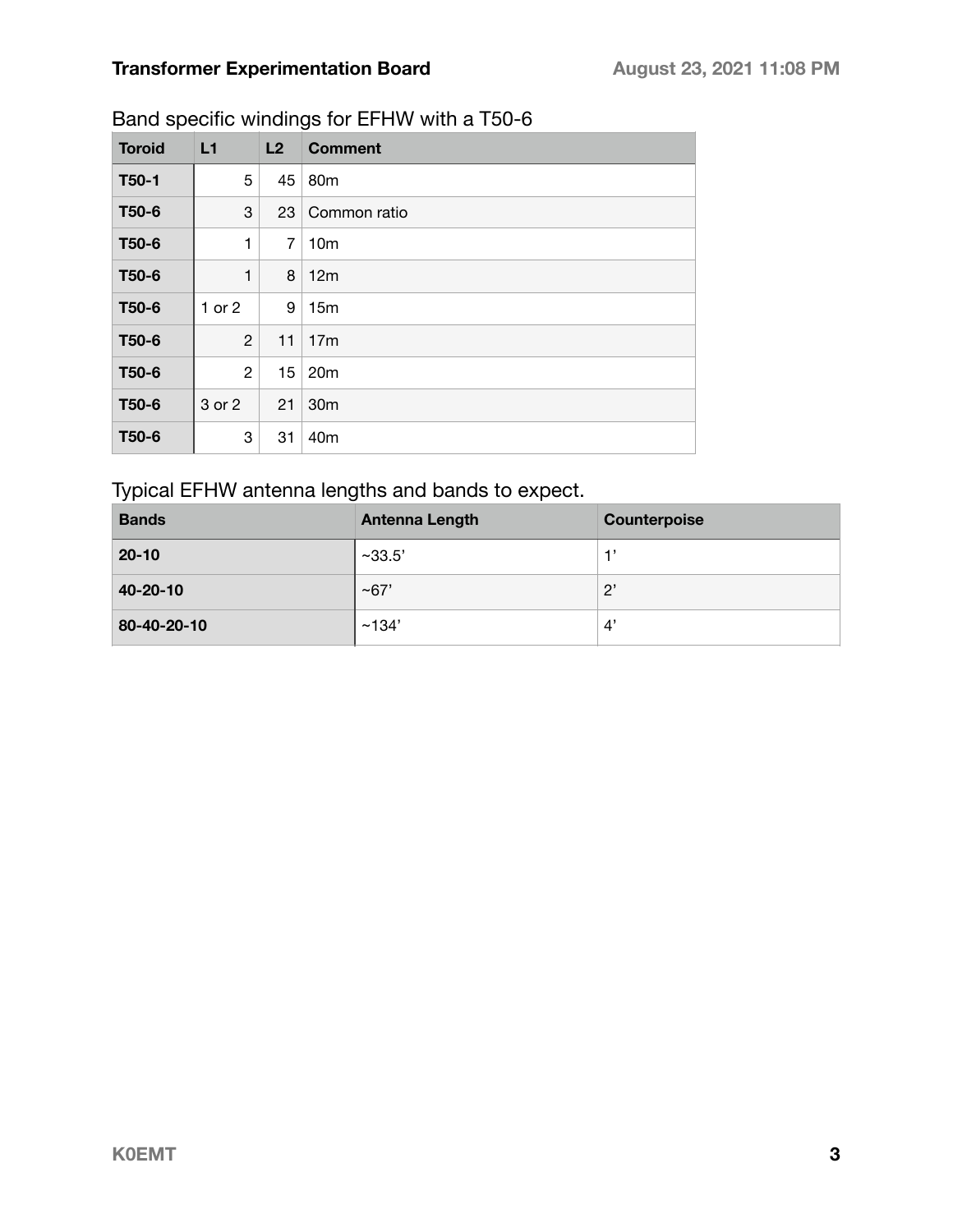## Band specific windings for EFHW with a T50-6

| Toroid | L1 | L2 | Comment |
|---|---|---|---|
| **T50-1** | 5 | 45 | 80m |
| **T50-6** | 3 | 23 | Common ratio |
| **T50-6** | 1 | 7 | 10m |
| **T50-6** | 1 | 8 | 12m |
| **T50-6** | 1 or 2 | 9 | 15m |
| **T50-6** | 2 | 11 | 17m |
| **T50-6** | 2 | 15 | 20m |
| **T50-6** | 3 or 2 | 21 | 30m |
| **T50-6** | 3 | 31 | 40m |

## Typical EFHW antenna lengths and bands to expect.

| Bands | Antenna Length | Counterpoise |
|---|---|---|
| **20-10** | ~33.5’ | 1’ |
| **40-20-10** | ~67’ | 2’ |
| **80-40-20-10** | ~134’ | 4’ |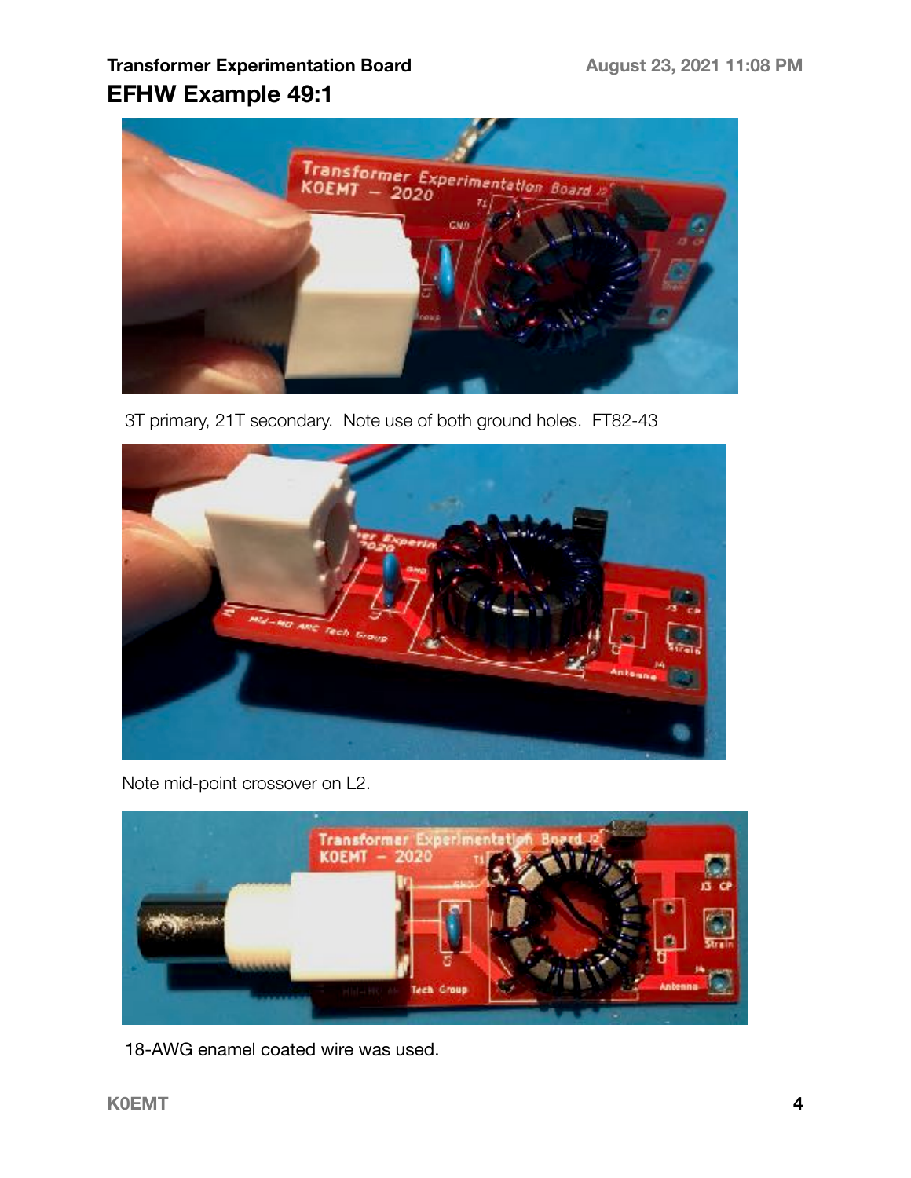# EFHW Example 49:1

3T primary, 21T secondary. Note use of both ground holes. FT82-43

Note mid-point crossover on L2.

18-AWG enamel coated wire was used.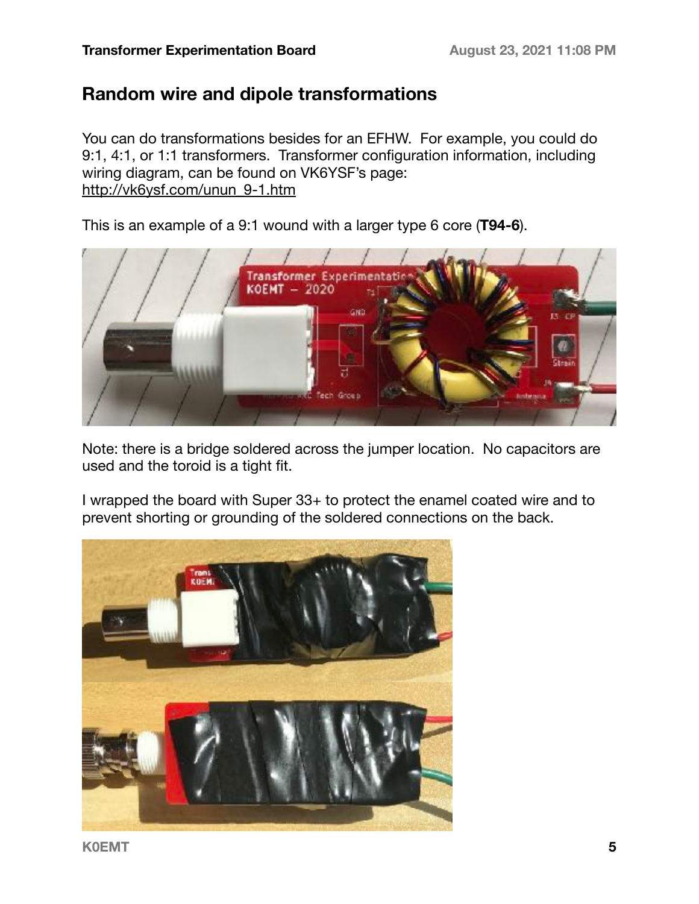## Random wire and dipole transformations

You can do transformations besides for an EFHW. For example, you could do 9:1, 4:1, or 1:1 transformers. Transformer configuration information, including wiring diagram, can be found on VK6YSF's page: http://vk6ysf.com/unun_9-1.htm

This is an example of a 9:1 wound with a larger type 6 core (**T94-6**).

Note: there is a bridge soldered across the jumper location. No capacitors are used and the toroid is a tight fit.

I wrapped the board with Super 33+ to protect the enamel coated wire and to prevent shorting or grounding of the soldered connections on the back.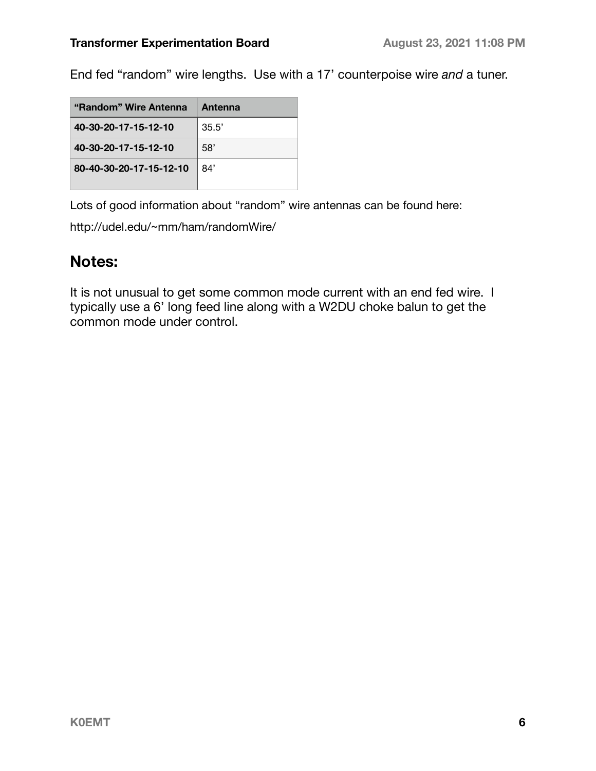End fed “random” wire lengths.  Use with a 17’ counterpoise wire *and* a tuner.

| “Random” Wire Antenna | Antenna |
|---|---|
| **40-30-20-17-15-12-10** | 35.5’ |
| **40-30-20-17-15-12-10** | 58’ |
| **80-40-30-20-17-15-12-10** | 84’ |

Lots of good information about “random” wire antennas can be found here:

http://udel.edu/~mm/ham/randomWire/

## Notes:

It is not unusual to get some common mode current with an end fed wire.  I typically use a 6’ long feed line along with a W2DU choke balun to get the common mode under control.